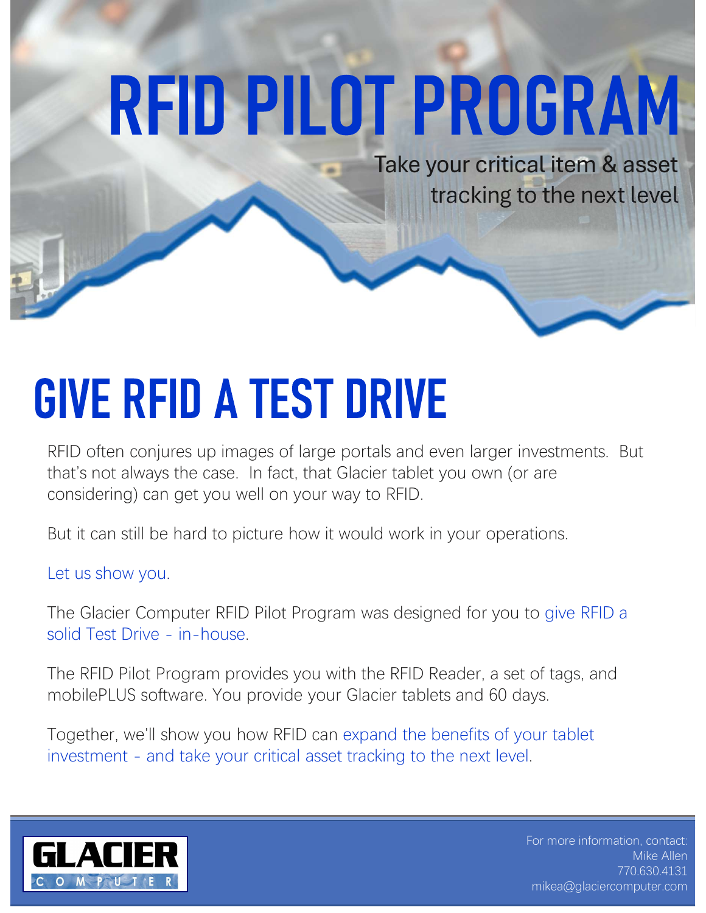# RFID PILOT PROGRAM

Take your critical item & asset tracking to the next level

## GIVE RFID A TEST DRIVE

RFID often conjures up images of large portals and even larger investments. But that's not always the case. In fact, that Glacier tablet you own (or are considering) can get you well on your way to RFID.

But it can still be hard to picture how it would work in your operations.

Let us show you.

The Glacier Computer RFID Pilot Program was designed for you to give RFID a solid Test Drive - in-house.

The RFID Pilot Program provides you with the RFID Reader, a set of tags, and mobilePLUS software. You provide your Glacier tablets and 60 days.

Together, we'll show you how RFID can expand the benefits of your tablet investment - and take your critical asset tracking to the next level.

GLACIER COMPUTER

For more information, contact:
Mike Allen
770.630.4131
mikea@glaciercomputer.com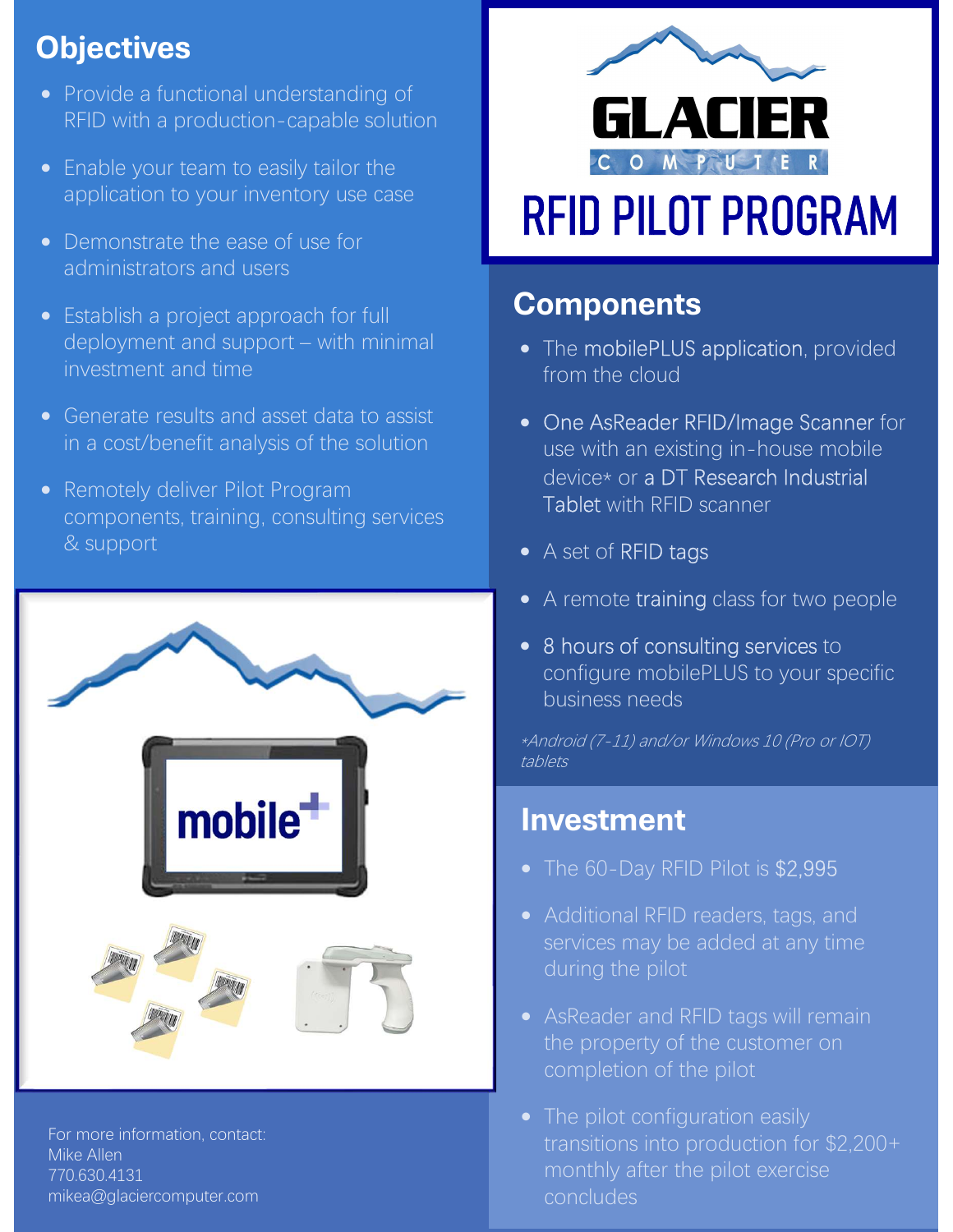# GLACIER COMPUTER

# RFID PILOT PROGRAM

## Objectives

- Provide a functional understanding of RFID with a production-capable solution
- Enable your team to easily tailor the application to your inventory use case
- Demonstrate the ease of use for administrators and users
- Establish a project approach for full deployment and support – with minimal investment and time
- Generate results and asset data to assist in a cost/benefit analysis of the solution
- Remotely deliver Pilot Program components, training, consulting services & support

## Components

- The mobilePLUS application, provided from the cloud
- One AsReader RFID/Image Scanner for use with an existing in-house mobile device* or a DT Research Industrial Tablet with RFID scanner
- A set of RFID tags
- A remote training class for two people
- 8 hours of consulting services to configure mobilePLUS to your specific business needs

*\*Android (7-11) and/or Windows 10 (Pro or IOT) tablets*

## Investment

- The 60-Day RFID Pilot is $2,995
- Additional RFID readers, tags, and services may be added at any time during the pilot
- AsReader and RFID tags will remain the property of the customer on completion of the pilot
- The pilot configuration easily transitions into production for $2,200+ monthly after the pilot exercise concludes

For more information, contact:
Mike Allen
770.630.4131
mikea@glaciercomputer.com